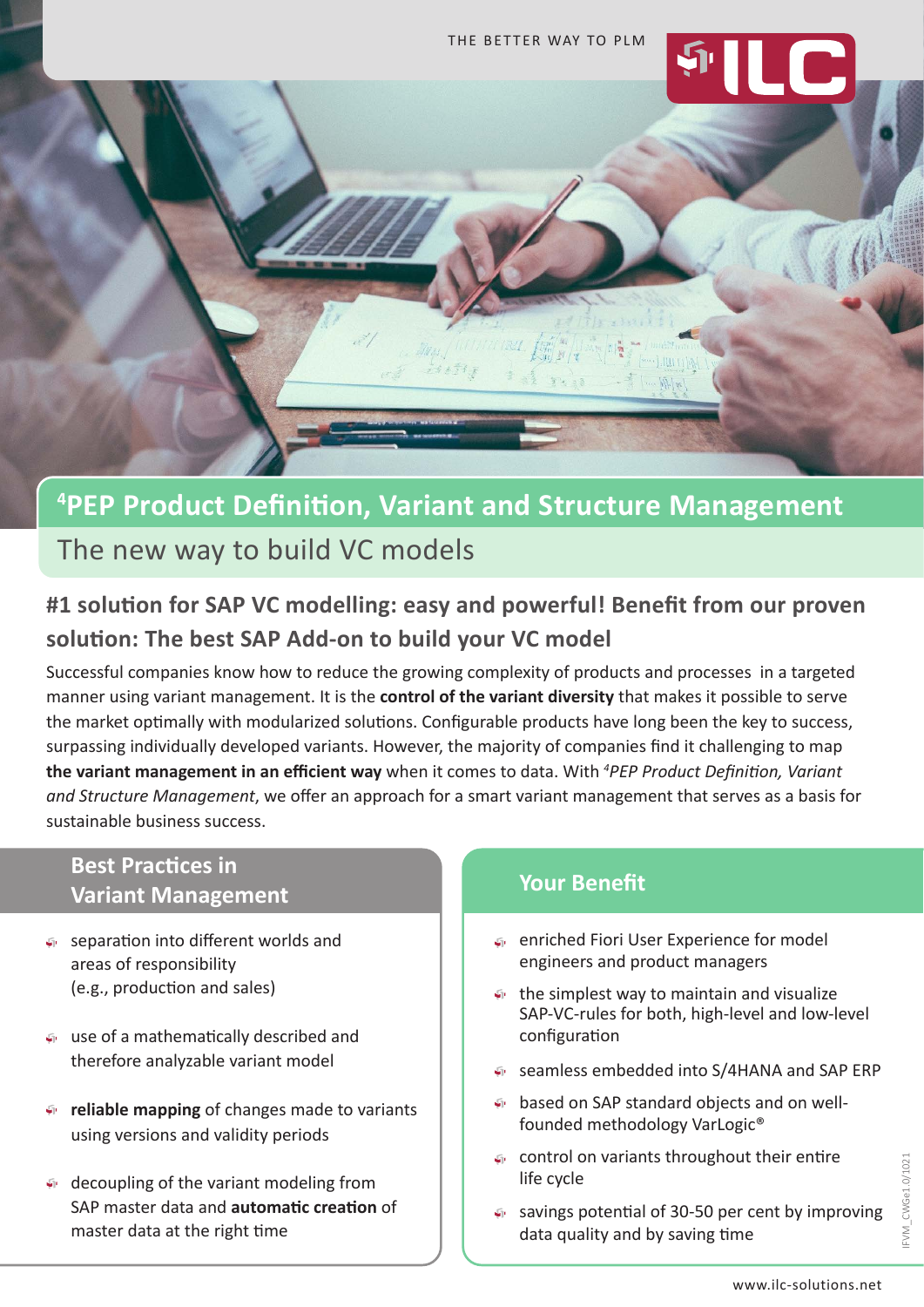THE BETTER WAY TO PLM

# [4]PEP Product Definition, Variant and Structure Management

## The new way to build VC models

### #1 solution for SAP VC modelling: easy and powerful! Benefit from our proven solution: The best SAP Add-on to build your VC model

Successful companies know how to reduce the growing complexity of products and processes in a targeted manner using variant management. It is the **control of the variant diversity** that makes it possible to serve the market optimally with modularized solutions. Configurable products have long been the key to success, surpassing individually developed variants. However, the majority of companies find it challenging to map **the variant management in an efficient way** when it comes to data. With *[4]PEP Product Definition, Variant and Structure Management*, we offer an approach for a smart variant management that serves as a basis for sustainable business success.

### Best Practices in Variant Management

- separation into different worlds and areas of responsibility (e.g., production and sales)
- use of a mathematically described and therefore analyzable variant model
- **reliable mapping** of changes made to variants using versions and validity periods
- decoupling of the variant modeling from SAP master data and **automatic creation** of master data at the right time

### Your Benefit

- enriched Fiori User Experience for model engineers and product managers
- the simplest way to maintain and visualize SAP-VC-rules for both, high-level and low-level configuration
- seamless embedded into S/4HANA and SAP ERP
- based on SAP standard objects and on well-founded methodology VarLogic®
- control on variants throughout their entire life cycle
- savings potential of 30-50 per cent by improving data quality and by saving time

IFVM_CWGe1.0/1021

www.ilc-solutions.net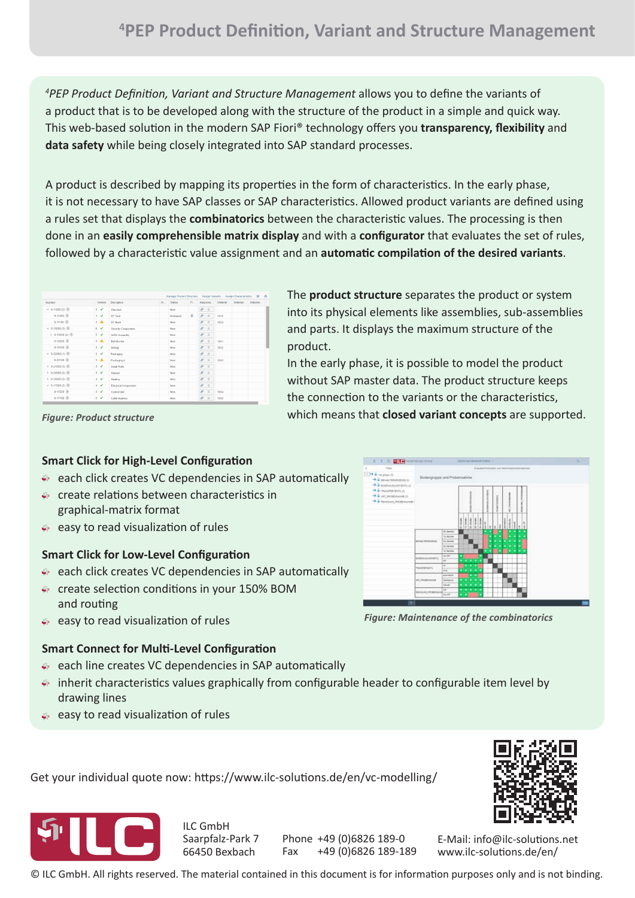# ⁴PEP Product Definition, Variant and Structure Management

*⁴PEP Product Definition, Variant and Structure Management* allows you to define the variants of a product that is to be developed along with the structure of the product in a simple and quick way. This web-based solution in the modern SAP Fiori® technology offers you **transparency, flexibility** and **data safety** while being closely integrated into SAP standard processes.

A product is described by mapping its properties in the form of characteristics. In the early phase, it is not necessary to have SAP classes or SAP characteristics. Allowed product variants are defined using a rules set that displays the **combinatorics** between the characteristic values. The processing is then done in an **easily comprehensible matrix display** and with a **configurator** that evaluates the set of rules, followed by a characteristic value assignment and an **automatic compilation of the desired variants**.

*Figure: Product structure*

The **product structure** separates the product or system into its physical elements like assemblies, sub-assemblies and parts. It displays the maximum structure of the product.
In the early phase, it is possible to model the product without SAP master data. The product structure keeps the connection to the variants or the characteristics, which means that **closed variant concepts** are supported.

### Smart Click for High-Level Configuration

- each click creates VC dependencies in SAP automatically
- create relations between characteristics in graphical-matrix format
- easy to read visualization of rules

### Smart Click for Low-Level Configuration

- each click creates VC dependencies in SAP automatically
- create selection conditions in your 150% BOM and routing
- easy to read visualization of rules

*Figure: Maintenance of the combinatorics*

### Smart Connect for Multi-Level Configuration

- each line creates VC dependencies in SAP automatically
- inherit characteristics values graphically from configurable header to configurable item level by drawing lines
- easy to read visualization of rules

Get your individual quote now: https://www.ilc-solutions.de/en/vc-modelling/

ILC GmbH
Saarpfalz-Park 7
66450 Bexbach

Phone +49 (0)6826 189-0
Fax +49 (0)6826 189-189

E-Mail: info@ilc-solutions.net
www.ilc-solutions.de/en/

© ILC GmbH. All rights reserved. The material contained in this document is for information purposes only and is not binding.